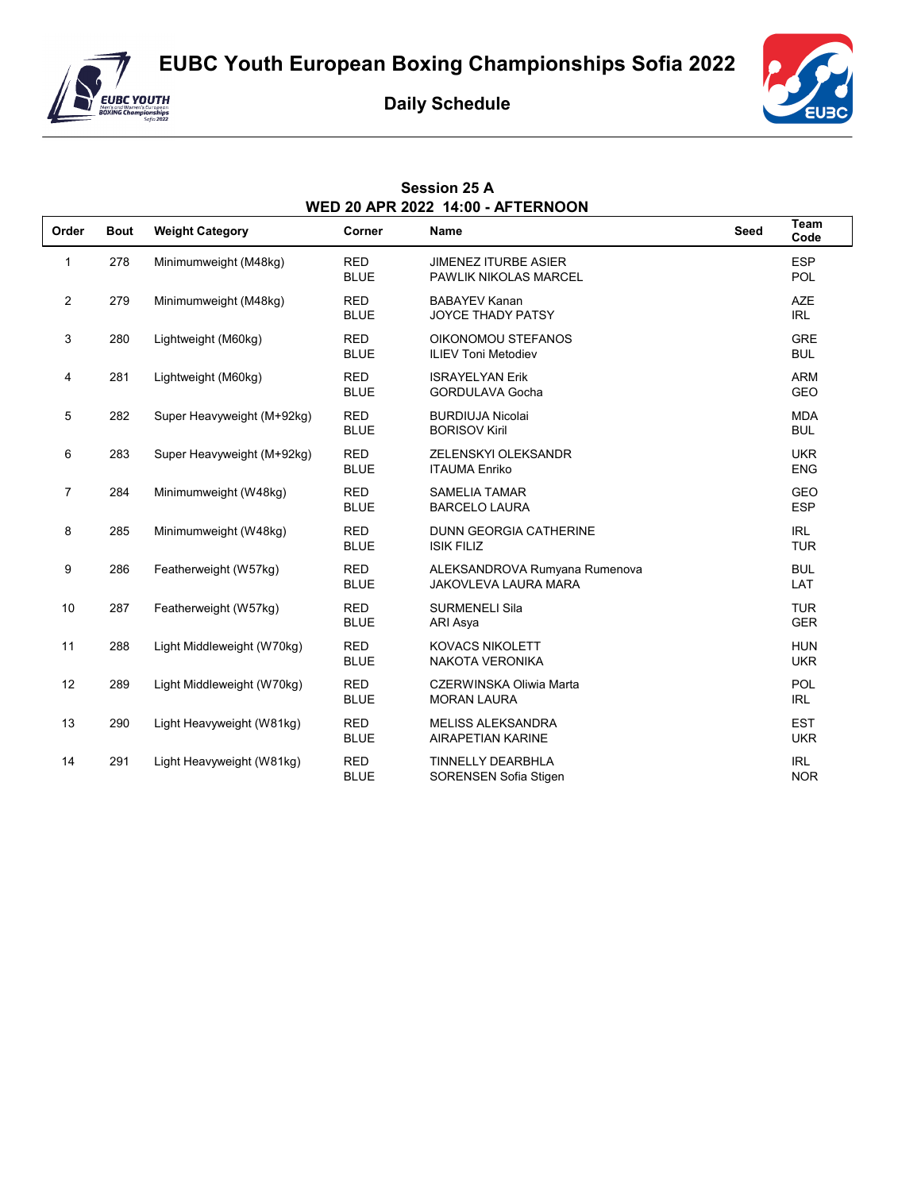# EUBC Youth European Boxing Championships Sofia 2022

## Daily Schedule

### Session 25 A
### WED 20 APR 2022 14:00 - AFTERNOON

| Order | Bout | Weight Category | Corner | Name | Seed | Team Code |
|---|---|---|---|---|---|---|
| 1 | 278 | Minimumweight (M48kg) | RED | JIMENEZ ITURBE ASIER | | ESP |
| | | | BLUE | PAWLIK NIKOLAS MARCEL | | POL |
| 2 | 279 | Minimumweight (M48kg) | RED | BABAYEV Kanan | | AZE |
| | | | BLUE | JOYCE THADY PATSY | | IRL |
| 3 | 280 | Lightweight (M60kg) | RED | OIKONOMOU STEFANOS | | GRE |
| | | | BLUE | ILIEV Toni Metodiev | | BUL |
| 4 | 281 | Lightweight (M60kg) | RED | ISRAYELYAN Erik | | ARM |
| | | | BLUE | GORDULAVA Gocha | | GEO |
| 5 | 282 | Super Heavyweight (M+92kg) | RED | BURDIUJA Nicolai | | MDA |
| | | | BLUE | BORISOV Kiril | | BUL |
| 6 | 283 | Super Heavyweight (M+92kg) | RED | ZELENSKYI OLEKSANDR | | UKR |
| | | | BLUE | ITAUMA Enriko | | ENG |
| 7 | 284 | Minimumweight (W48kg) | RED | SAMELIA TAMAR | | GEO |
| | | | BLUE | BARCELO LAURA | | ESP |
| 8 | 285 | Minimumweight (W48kg) | RED | DUNN GEORGIA CATHERINE | | IRL |
| | | | BLUE | ISIK FILIZ | | TUR |
| 9 | 286 | Featherweight (W57kg) | RED | ALEKSANDROVA Rumyana Rumenova | | BUL |
| | | | BLUE | JAKOVLEVA LAURA MARA | | LAT |
| 10 | 287 | Featherweight (W57kg) | RED | SURMENELI Sila | | TUR |
| | | | BLUE | ARI Asya | | GER |
| 11 | 288 | Light Middleweight (W70kg) | RED | KOVACS NIKOLETT | | HUN |
| | | | BLUE | NAKOTA VERONIKA | | UKR |
| 12 | 289 | Light Middleweight (W70kg) | RED | CZERWINSKA Oliwia Marta | | POL |
| | | | BLUE | MORAN LAURA | | IRL |
| 13 | 290 | Light Heavyweight (W81kg) | RED | MELISS ALEKSANDRA | | EST |
| | | | BLUE | AIRAPETIAN KARINE | | UKR |
| 14 | 291 | Light Heavyweight (W81kg) | RED | TINNELLY DEARBHLA | | IRL |
| | | | BLUE | SORENSEN Sofia Stigen | | NOR |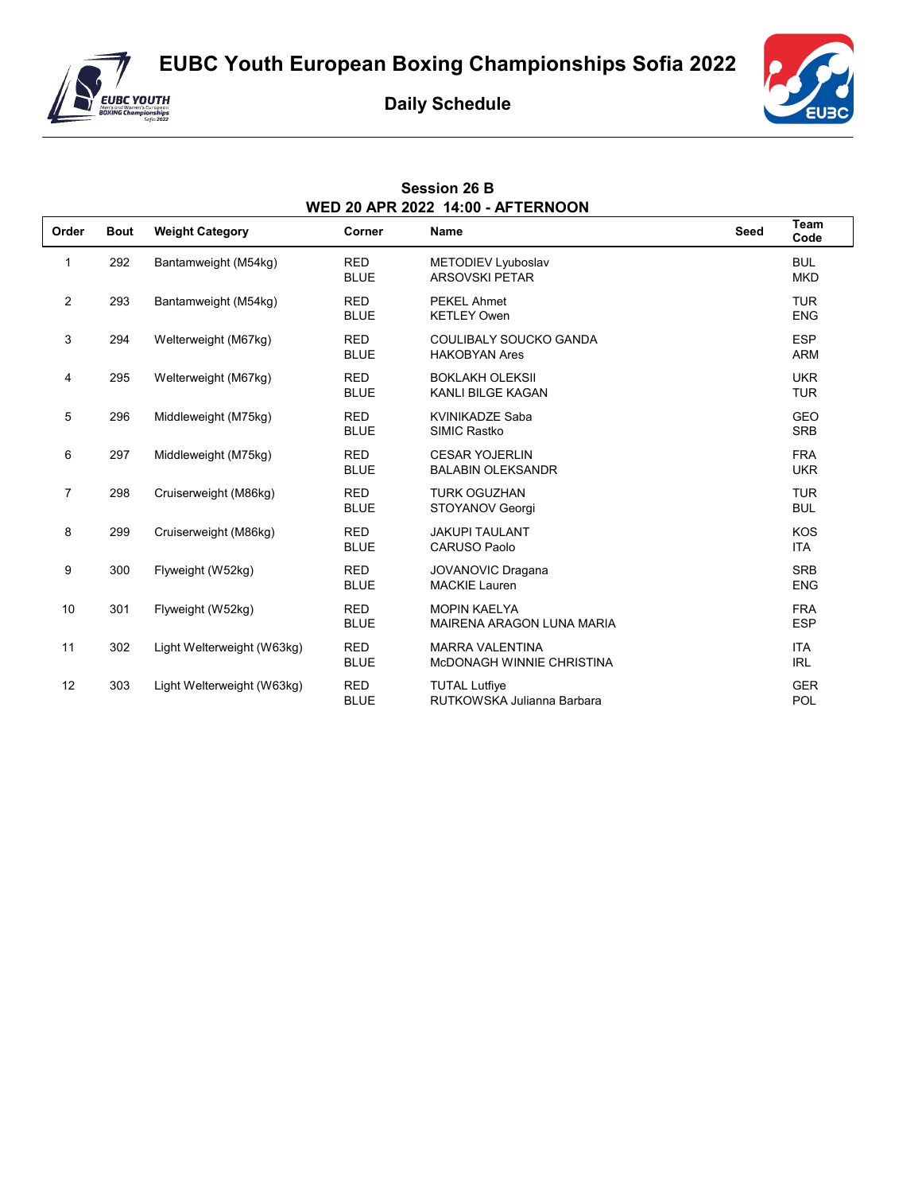# EUBC Youth European Boxing Championships Sofia 2022

## Daily Schedule

### Session 26 B
### WED 20 APR 2022 14:00 - AFTERNOON

| Order | Bout | Weight Category | Corner | Name | Seed | Team Code |
|---|---|---|---|---|---|---|
| 1 | 292 | Bantamweight (M54kg) | RED | METODIEV Lyuboslav | | BUL |
| | | | BLUE | ARSOVSKI PETAR | | MKD |
| 2 | 293 | Bantamweight (M54kg) | RED | PEKEL Ahmet | | TUR |
| | | | BLUE | KETLEY Owen | | ENG |
| 3 | 294 | Welterweight (M67kg) | RED | COULIBALY SOUCKO GANDA | | ESP |
| | | | BLUE | HAKOBYAN Ares | | ARM |
| 4 | 295 | Welterweight (M67kg) | RED | BOKLAKH OLEKSII | | UKR |
| | | | BLUE | KANLI BILGE KAGAN | | TUR |
| 5 | 296 | Middleweight (M75kg) | RED | KVINIKADZE Saba | | GEO |
| | | | BLUE | SIMIC Rastko | | SRB |
| 6 | 297 | Middleweight (M75kg) | RED | CESAR YOJERLIN | | FRA |
| | | | BLUE | BALABIN OLEKSANDR | | UKR |
| 7 | 298 | Cruiserweight (M86kg) | RED | TURK OGUZHAN | | TUR |
| | | | BLUE | STOYANOV Georgi | | BUL |
| 8 | 299 | Cruiserweight (M86kg) | RED | JAKUPI TAULANT | | KOS |
| | | | BLUE | CARUSO Paolo | | ITA |
| 9 | 300 | Flyweight (W52kg) | RED | JOVANOVIC Dragana | | SRB |
| | | | BLUE | MACKIE Lauren | | ENG |
| 10 | 301 | Flyweight (W52kg) | RED | MOPIN KAELYA | | FRA |
| | | | BLUE | MAIRENA ARAGON LUNA MARIA | | ESP |
| 11 | 302 | Light Welterweight (W63kg) | RED | MARRA VALENTINA | | ITA |
| | | | BLUE | McDONAGH WINNIE CHRISTINA | | IRL |
| 12 | 303 | Light Welterweight (W63kg) | RED | TUTAL Lutfiye | | GER |
| | | | BLUE | RUTKOWSKA Julianna Barbara | | POL |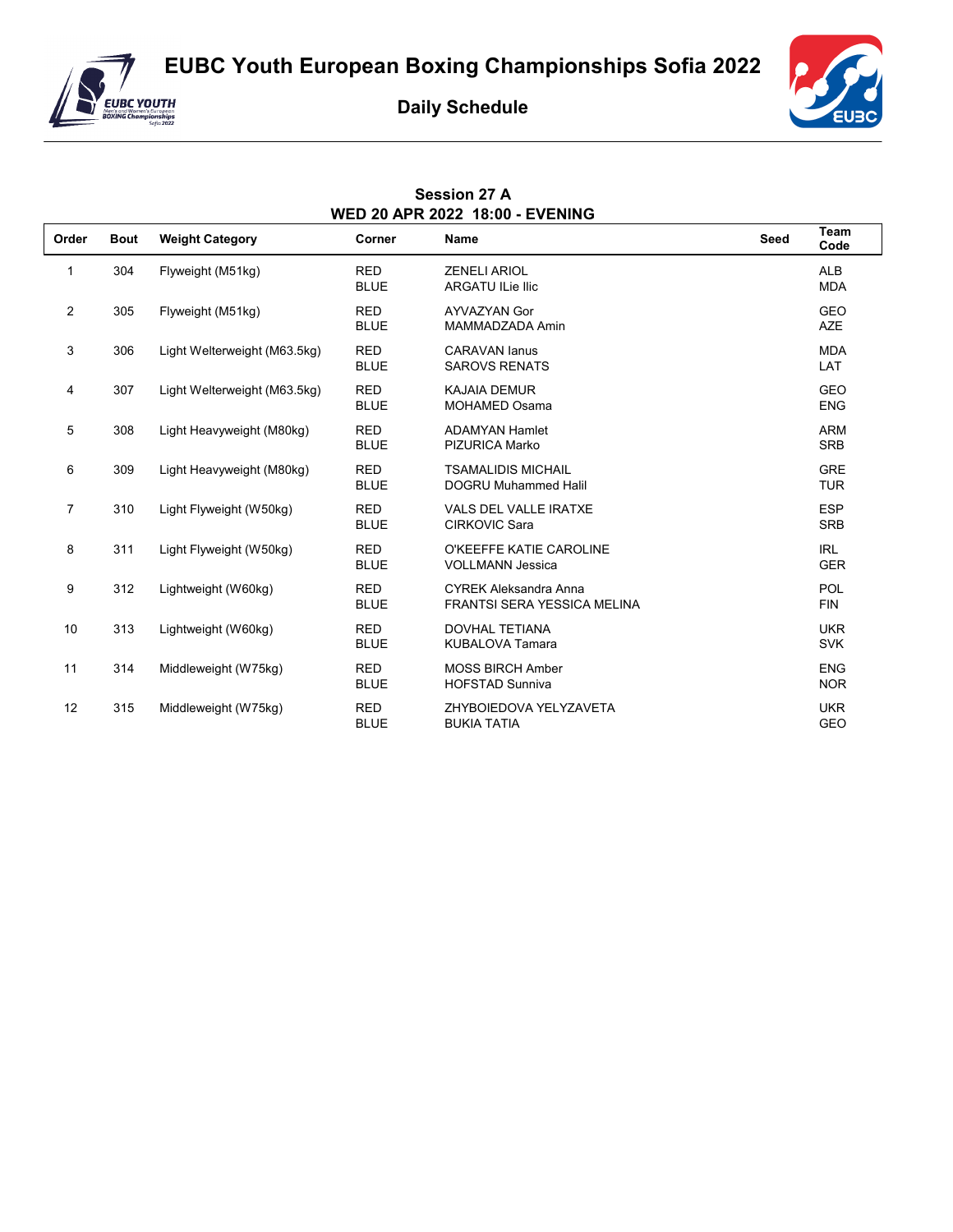# EUBC Youth European Boxing Championships Sofia 2022

## Daily Schedule

### Session 27 A
### WED 20 APR 2022 18:00 - EVENING

| Order | Bout | Weight Category | Corner | Name | Seed | Team Code |
|---|---|---|---|---|---|---|
| 1 | 304 | Flyweight (M51kg) | RED | ZENELI ARIOL | | ALB |
| | | | BLUE | ARGATU ILie Ilic | | MDA |
| 2 | 305 | Flyweight (M51kg) | RED | AYVAZYAN Gor | | GEO |
| | | | BLUE | MAMMADZADA Amin | | AZE |
| 3 | 306 | Light Welterweight (M63.5kg) | RED | CARAVAN Ianus | | MDA |
| | | | BLUE | SAROVS RENATS | | LAT |
| 4 | 307 | Light Welterweight (M63.5kg) | RED | KAJAIA DEMUR | | GEO |
| | | | BLUE | MOHAMED Osama | | ENG |
| 5 | 308 | Light Heavyweight (M80kg) | RED | ADAMYAN Hamlet | | ARM |
| | | | BLUE | PIZURICA Marko | | SRB |
| 6 | 309 | Light Heavyweight (M80kg) | RED | TSAMALIDIS MICHAIL | | GRE |
| | | | BLUE | DOGRU Muhammed Halil | | TUR |
| 7 | 310 | Light Flyweight (W50kg) | RED | VALS DEL VALLE IRATXE | | ESP |
| | | | BLUE | CIRKOVIC Sara | | SRB |
| 8 | 311 | Light Flyweight (W50kg) | RED | O'KEEFFE KATIE CAROLINE | | IRL |
| | | | BLUE | VOLLMANN Jessica | | GER |
| 9 | 312 | Lightweight (W60kg) | RED | CYREK Aleksandra Anna | | POL |
| | | | BLUE | FRANTSI SERA YESSICA MELINA | | FIN |
| 10 | 313 | Lightweight (W60kg) | RED | DOVHAL TETIANA | | UKR |
| | | | BLUE | KUBALOVA Tamara | | SVK |
| 11 | 314 | Middleweight (W75kg) | RED | MOSS BIRCH Amber | | ENG |
| | | | BLUE | HOFSTAD Sunniva | | NOR |
| 12 | 315 | Middleweight (W75kg) | RED | ZHYBOIEDOVA YELYZAVETA | | UKR |
| | | | BLUE | BUKIA TATIA | | GEO |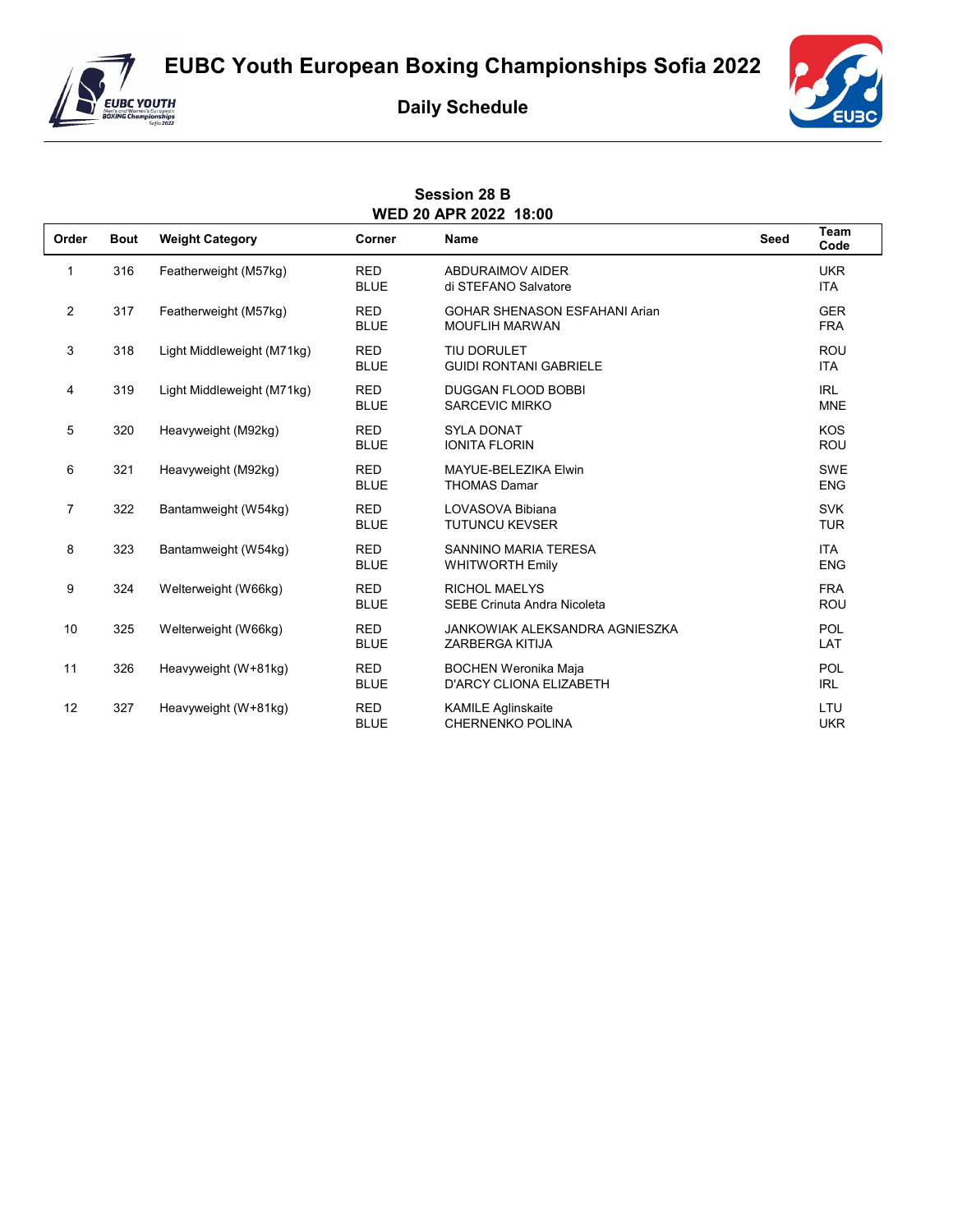# EUBC Youth European Boxing Championships Sofia 2022

## Daily Schedule

**Session 28 B**
**WED 20 APR 2022 18:00**

| Order | Bout | Weight Category | Corner | Name | Seed | Team Code |
|---|---|---|---|---|---|---|
| 1 | 316 | Featherweight (M57kg) | RED<br>BLUE | ABDURAIMOV AIDER<br>di STEFANO Salvatore | | UKR<br>ITA |
| 2 | 317 | Featherweight (M57kg) | RED<br>BLUE | GOHAR SHENASON ESFAHANI Arian<br>MOUFLIH MARWAN | | GER<br>FRA |
| 3 | 318 | Light Middleweight (M71kg) | RED<br>BLUE | TIU DORULET<br>GUIDI RONTANI GABRIELE | | ROU<br>ITA |
| 4 | 319 | Light Middleweight (M71kg) | RED<br>BLUE | DUGGAN FLOOD BOBBI<br>SARCEVIC MIRKO | | IRL<br>MNE |
| 5 | 320 | Heavyweight (M92kg) | RED<br>BLUE | SYLA DONAT<br>IONITA FLORIN | | KOS<br>ROU |
| 6 | 321 | Heavyweight (M92kg) | RED<br>BLUE | MAYUE-BELEZIKA Elwin<br>THOMAS Damar | | SWE<br>ENG |
| 7 | 322 | Bantamweight (W54kg) | RED<br>BLUE | LOVASOVA Bibiana<br>TUTUNCU KEVSER | | SVK<br>TUR |
| 8 | 323 | Bantamweight (W54kg) | RED<br>BLUE | SANNINO MARIA TERESA<br>WHITWORTH Emily | | ITA<br>ENG |
| 9 | 324 | Welterweight (W66kg) | RED<br>BLUE | RICHOL MAELYS<br>SEBE Crinuta Andra Nicoleta | | FRA<br>ROU |
| 10 | 325 | Welterweight (W66kg) | RED<br>BLUE | JANKOWIAK ALEKSANDRA AGNIESZKA<br>ZARBERGA KITIJA | | POL<br>LAT |
| 11 | 326 | Heavyweight (W+81kg) | RED<br>BLUE | BOCHEN Weronika Maja<br>D'ARCY CLIONA ELIZABETH | | POL<br>IRL |
| 12 | 327 | Heavyweight (W+81kg) | RED<br>BLUE | KAMILE Aglinskaite<br>CHERNENKO POLINA | | LTU<br>UKR |